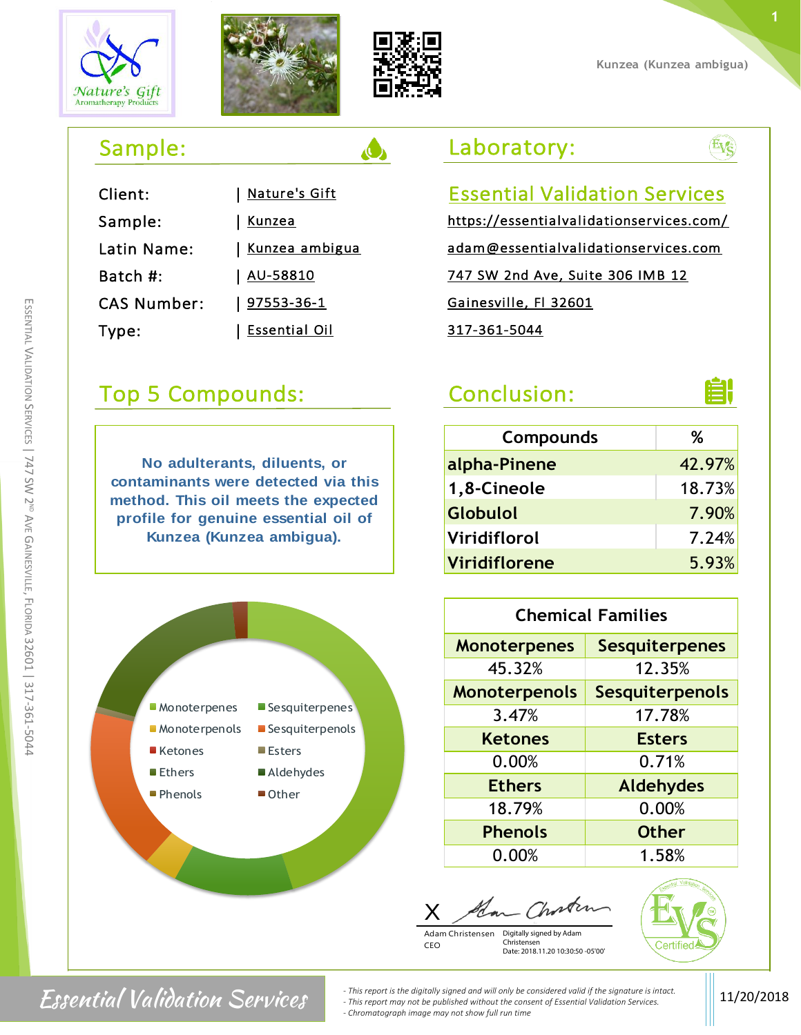Kunzea (Kunzea ambigua)

## Sample:

| | |
|---|---|
| Client: | Nature's Gift |
| Sample: | Kunzea |
| Latin Name: | Kunzea ambigua |
| Batch #: | AU-58810 |
| CAS Number: | 97553-36-1 |
| Type: | Essential Oil |

## Laboratory:

Essential Validation Services

https://essentialvalidationservices.com/

adam@essentialvalidationservices.com

747 SW 2nd Ave, Suite 306 IMB 12

Gainesville, Fl 32601

317-361-5044

## Top 5 Compounds:

| Compounds | % |
|---|---|
| alpha-Pinene | 42.97% |
| 1,8-Cineole | 18.73% |
| Globulol | 7.90% |
| Viridiflorol | 7.24% |
| Viridiflorene | 5.93% |

## Conclusion:

**No adulterants, diluents, or contaminants were detected via this method. This oil meets the expected profile for genuine essential oil of Kunzea (Kunzea ambigua).**

| Chemical Families | |
|---|---|
| Monoterpenes | Sesquiterpenes |
| 45.32% | 12.35% |
| Monoterpenols | Sesquiterpenols |
| 3.47% | 17.78% |
| Ketones | Esters |
| 0.00% | 0.71% |
| Ethers | Aldehydes |
| 18.79% | 0.00% |
| Phenols | Other |
| 0.00% | 1.58% |

Legend: Monoterpenes, Sesquiterpenes, Monoterpenols, Sesquiterpenols, Ketones, Esters, Ethers, Aldehydes, Phenols, Other

X Adam Christensen
Adam Christensen, CEO
Digitally signed by Adam Christensen
Date: 2018.11.20 10:30:50 -05'00'

- This report is the digitally signed and will only be considered valid if the signature is intact.
- This report may not be published without the consent of Essential Validation Services.
- Chromatograph image may not show full run time

11/20/2018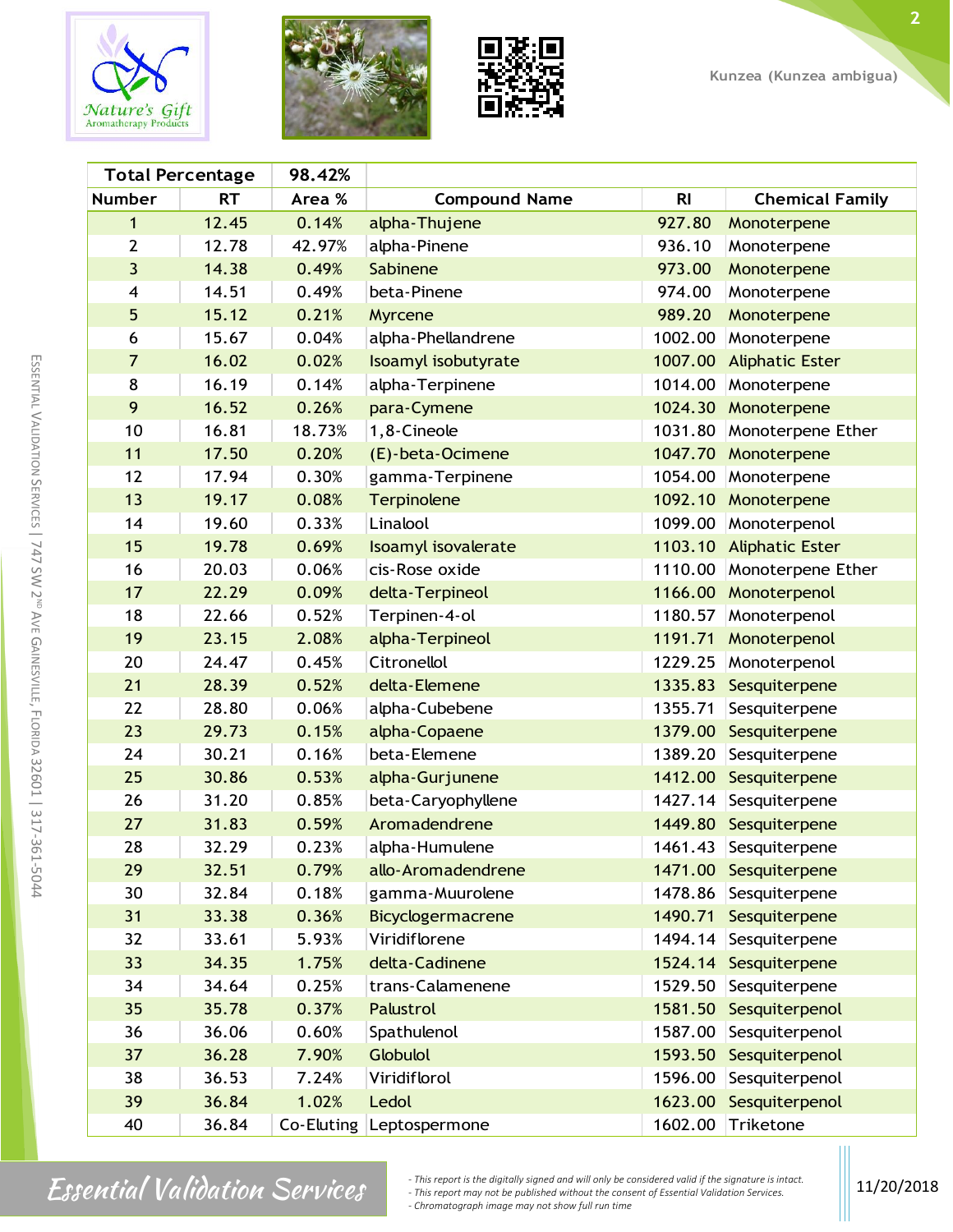Kunzea (Kunzea ambigua)

| Total Percentage | | 98.42% | | | |
|---|---|---|---|---|---|
| Number | RT | Area % | Compound Name | RI | Chemical Family |
| 1 | 12.45 | 0.14% | alpha-Thujene | 927.80 | Monoterpene |
| 2 | 12.78 | 42.97% | alpha-Pinene | 936.10 | Monoterpene |
| 3 | 14.38 | 0.49% | Sabinene | 973.00 | Monoterpene |
| 4 | 14.51 | 0.49% | beta-Pinene | 974.00 | Monoterpene |
| 5 | 15.12 | 0.21% | Myrcene | 989.20 | Monoterpene |
| 6 | 15.67 | 0.04% | alpha-Phellandrene | 1002.00 | Monoterpene |
| 7 | 16.02 | 0.02% | Isoamyl isobutyrate | 1007.00 | Aliphatic Ester |
| 8 | 16.19 | 0.14% | alpha-Terpinene | 1014.00 | Monoterpene |
| 9 | 16.52 | 0.26% | para-Cymene | 1024.30 | Monoterpene |
| 10 | 16.81 | 18.73% | 1,8-Cineole | 1031.80 | Monoterpene Ether |
| 11 | 17.50 | 0.20% | (E)-beta-Ocimene | 1047.70 | Monoterpene |
| 12 | 17.94 | 0.30% | gamma-Terpinene | 1054.00 | Monoterpene |
| 13 | 19.17 | 0.08% | Terpinolene | 1092.10 | Monoterpene |
| 14 | 19.60 | 0.33% | Linalool | 1099.00 | Monoterpenol |
| 15 | 19.78 | 0.69% | Isoamyl isovalerate | 1103.10 | Aliphatic Ester |
| 16 | 20.03 | 0.06% | cis-Rose oxide | 1110.00 | Monoterpene Ether |
| 17 | 22.29 | 0.09% | delta-Terpineol | 1166.00 | Monoterpenol |
| 18 | 22.66 | 0.52% | Terpinen-4-ol | 1180.57 | Monoterpenol |
| 19 | 23.15 | 2.08% | alpha-Terpineol | 1191.71 | Monoterpenol |
| 20 | 24.47 | 0.45% | Citronellol | 1229.25 | Monoterpenol |
| 21 | 28.39 | 0.52% | delta-Elemene | 1335.83 | Sesquiterpene |
| 22 | 28.80 | 0.06% | alpha-Cubebene | 1355.71 | Sesquiterpene |
| 23 | 29.73 | 0.15% | alpha-Copaene | 1379.00 | Sesquiterpene |
| 24 | 30.21 | 0.16% | beta-Elemene | 1389.20 | Sesquiterpene |
| 25 | 30.86 | 0.53% | alpha-Gurjunene | 1412.00 | Sesquiterpene |
| 26 | 31.20 | 0.85% | beta-Caryophyllene | 1427.14 | Sesquiterpene |
| 27 | 31.83 | 0.59% | Aromadendrene | 1449.80 | Sesquiterpene |
| 28 | 32.29 | 0.23% | alpha-Humulene | 1461.43 | Sesquiterpene |
| 29 | 32.51 | 0.79% | allo-Aromadendrene | 1471.00 | Sesquiterpene |
| 30 | 32.84 | 0.18% | gamma-Muurolene | 1478.86 | Sesquiterpene |
| 31 | 33.38 | 0.36% | Bicyclogermacrene | 1490.71 | Sesquiterpene |
| 32 | 33.61 | 5.93% | Viridiflorene | 1494.14 | Sesquiterpene |
| 33 | 34.35 | 1.75% | delta-Cadinene | 1524.14 | Sesquiterpene |
| 34 | 34.64 | 0.25% | trans-Calamenene | 1529.50 | Sesquiterpene |
| 35 | 35.78 | 0.37% | Palustrol | 1581.50 | Sesquiterpenol |
| 36 | 36.06 | 0.60% | Spathulenol | 1587.00 | Sesquiterpenol |
| 37 | 36.28 | 7.90% | Globulol | 1593.50 | Sesquiterpenol |
| 38 | 36.53 | 7.24% | Viridiflorol | 1596.00 | Sesquiterpenol |
| 39 | 36.84 | 1.02% | Ledol | 1623.00 | Sesquiterpenol |
| 40 | 36.84 | Co-Eluting | Leptospermone | 1602.00 | Triketone |

- This report is the digitally signed and will only be considered valid if the signature is intact.
- This report may not be published without the consent of Essential Validation Services.
- Chromatograph image may not show full run time

11/20/2018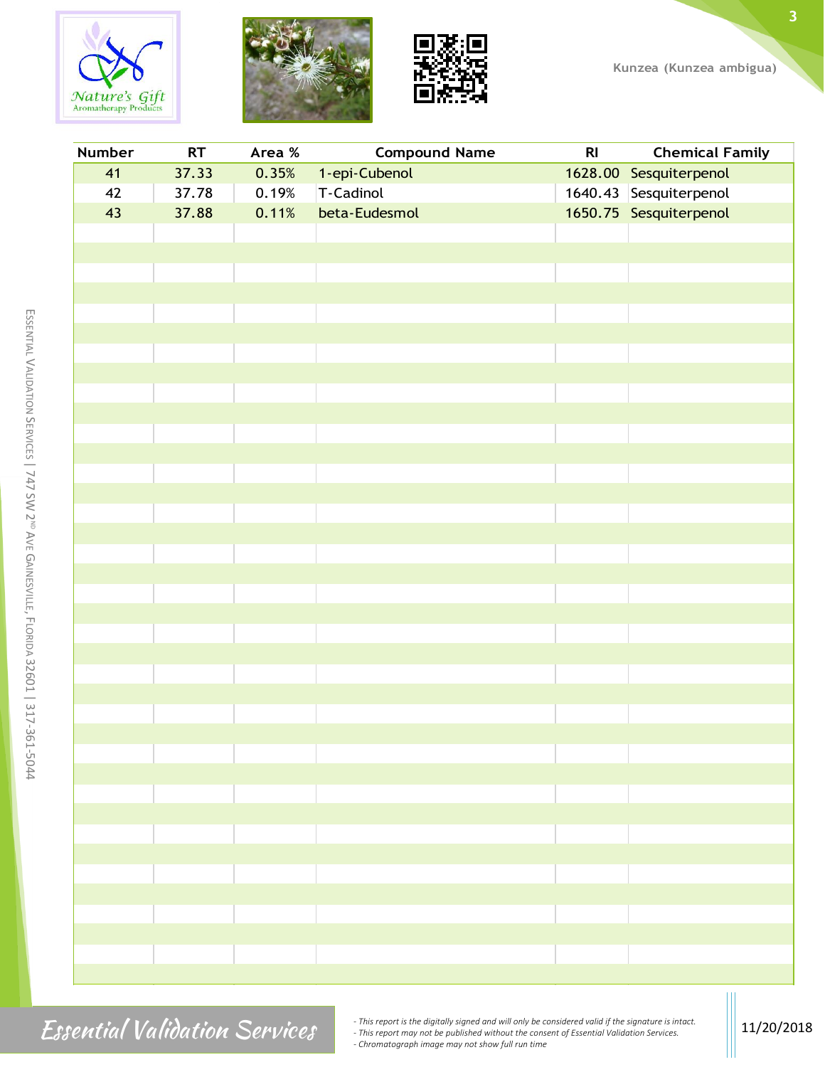| Number | RT | Area % | Compound Name | RI | Chemical Family |
|---|---|---|---|---|---|
| 41 | 37.33 | 0.35% | 1-epi-Cubenol | 1628.00 | Sesquiterpenol |
| 42 | 37.78 | 0.19% | T-Cadinol | 1640.43 | Sesquiterpenol |
| 43 | 37.88 | 0.11% | beta-Eudesmol | 1650.75 | Sesquiterpenol |

- *This report is the digitally signed and will only be considered valid if the signature is intact.*
- *This report may not be published without the consent of Essential Validation Services.*
- *Chromatograph image may not show full run time*

11/20/2018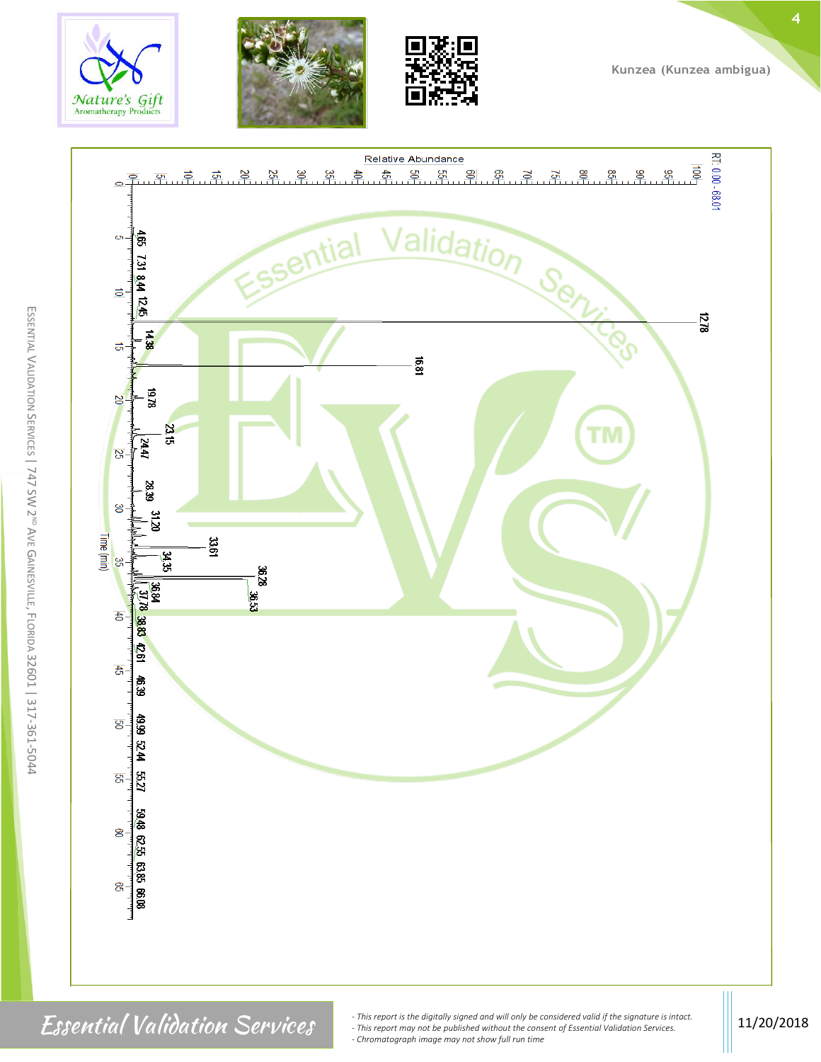Kunzea (Kunzea ambigua)

Relative Abundance

RT: 0.00 - 68.01

0 5 10 15 20 25 30 35 40 45 50 55 60 65 70 75 80 85 90 95 100

Time (min)

0 5 10 15 20 25 30 35 40 45 50 55 60 65

4.65 7.31 8.44 12.45 12.78 14.38 16.81 19.78 23.15 24.47 28.39 31.20 33.61 34.35 36.28 36.53 36.84 37.78 38.83 42.61 46.39 49.99 52.44 55.27 59.48 62.55 63.85 66.08

- *This report is the digitally signed and will only be considered valid if the signature is intact.*
- *This report may not be published without the consent of Essential Validation Services.*
- *Chromatograph image may not show full run time*

11/20/2018